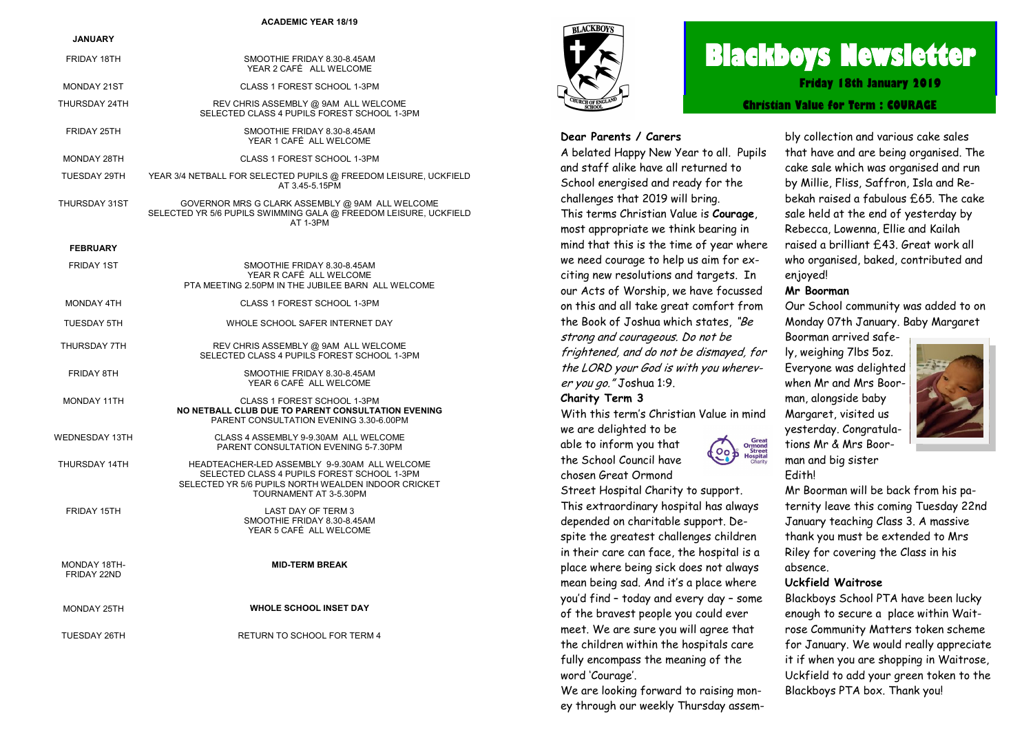# Blackboys Newsletter

**Friday 18th January 2019**

**Christian Value for Term : COURAGE**

**Dear Parents / Carers**

A belated Happy New Year to all. Pupils and staff alike have all returned to School energised and ready for the challenges that 2019 will bring.

This terms Christian Value is **Courage**, most appropriate we think bearing in mind that this is the time of year where we need courage to help us aim for exciting new resolutions and targets. In our Acts of Worship, we have focussed on this and all take great comfort from the Book of Joshua which states, *"Be strong and courageous. Do not be frightened, and do not be dismayed, for the LORD your God is with you wherever you go."* Joshua 1:9.

**Charity Term 3**

With this term's Christian Value in mind we are delighted to be able to inform you that the School Council have chosen Great Ormond Street Hospital Charity to support. This extraordinary hospital has always depended on charitable support. Despite the greatest challenges children in their care can face, the hospital is a place where being sick does not always mean being sad. And it's a place where you'd find – today and every day – some of the bravest people you could ever meet. We are sure you will agree that the children within the hospitals care fully encompass the meaning of the word 'Courage'.

We are looking forward to raising money through our weekly Thursday assembly collection and various cake sales that have and are being organised. The cake sale which was organised and run by Millie, Fliss, Saffron, Isla and Rebekah raised a fabulous £65. The cake sale held at the end of yesterday by Rebecca, Lowenna, Ellie and Kailah raised a brilliant £43. Great work all who organised, baked, contributed and enjoyed!

**Mr Boorman**

Our School community was added to on Monday 07th January. Baby Margaret Boorman arrived safely, weighing 7lbs 5oz. Everyone was delighted when Mr and Mrs Boorman, alongside baby Margaret, visited us yesterday. Congratulations Mr & Mrs Boorman and big sister Edith!

Mr Boorman will be back from his paternity leave this coming Tuesday 22nd January teaching Class 3. A massive thank you must be extended to Mrs Riley for covering the Class in his absence.

**Uckfield Waitrose**

Blackboys School PTA have been lucky enough to secure a place within Waitrose Community Matters token scheme for January. We would really appreciate it if when you are shopping in Waitrose, Uckfield to add your green token to the Blackboys PTA box. Thank you!

## ACADEMIC YEAR 18/19

### JANUARY

| Date | Event |
|---|---|
| FRIDAY 18TH | SMOOTHIE FRIDAY 8.30-8.45AM<br>YEAR 2 CAFÉ ALL WELCOME |
| MONDAY 21ST | CLASS 1 FOREST SCHOOL 1-3PM |
| THURSDAY 24TH | REV CHRIS ASSEMBLY @ 9AM ALL WELCOME<br>SELECTED CLASS 4 PUPILS FOREST SCHOOL 1-3PM |
| FRIDAY 25TH | SMOOTHIE FRIDAY 8.30-8.45AM<br>YEAR 1 CAFÉ ALL WELCOME |
| MONDAY 28TH | CLASS 1 FOREST SCHOOL 1-3PM |
| TUESDAY 29TH | YEAR 3/4 NETBALL FOR SELECTED PUPILS @ FREEDOM LEISURE, UCKFIELD AT 3.45-5.15PM |
| THURSDAY 31ST | GOVERNOR MRS G CLARK ASSEMBLY @ 9AM ALL WELCOME<br>SELECTED YR 5/6 PUPILS SWIMMING GALA @ FREEDOM LEISURE, UCKFIELD AT 1-3PM |

### FEBRUARY

| Date | Event |
|---|---|
| FRIDAY 1ST | SMOOTHIE FRIDAY 8.30-8.45AM<br>YEAR R CAFÉ ALL WELCOME<br>PTA MEETING 2.50PM IN THE JUBILEE BARN ALL WELCOME |
| MONDAY 4TH | CLASS 1 FOREST SCHOOL 1-3PM |
| TUESDAY 5TH | WHOLE SCHOOL SAFER INTERNET DAY |
| THURSDAY 7TH | REV CHRIS ASSEMBLY @ 9AM ALL WELCOME<br>SELECTED CLASS 4 PUPILS FOREST SCHOOL 1-3PM |
| FRIDAY 8TH | SMOOTHIE FRIDAY 8.30-8.45AM<br>YEAR 6 CAFÉ ALL WELCOME |
| MONDAY 11TH | CLASS 1 FOREST SCHOOL 1-3PM<br>**NO NETBALL CLUB DUE TO PARENT CONSULTATION EVENING**<br>PARENT CONSULTATION EVENING 3.30-6.00PM |
| WEDNESDAY 13TH | CLASS 4 ASSEMBLY 9-9.30AM ALL WELCOME<br>PARENT CONSULTATION EVENING 5-7.30PM |
| THURSDAY 14TH | HEADTEACHER-LED ASSEMBLY 9-9.30AM ALL WELCOME<br>SELECTED CLASS 4 PUPILS FOREST SCHOOL 1-3PM<br>SELECTED YR 5/6 PUPILS NORTH WEALDEN INDOOR CRICKET TOURNAMENT AT 3-5.30PM |
| FRIDAY 15TH | LAST DAY OF TERM 3<br>SMOOTHIE FRIDAY 8.30-8.45AM<br>YEAR 5 CAFÉ ALL WELCOME |
| MONDAY 18TH-FRIDAY 22ND | **MID-TERM BREAK** |
| MONDAY 25TH | **WHOLE SCHOOL INSET DAY** |
| TUESDAY 26TH | RETURN TO SCHOOL FOR TERM 4 |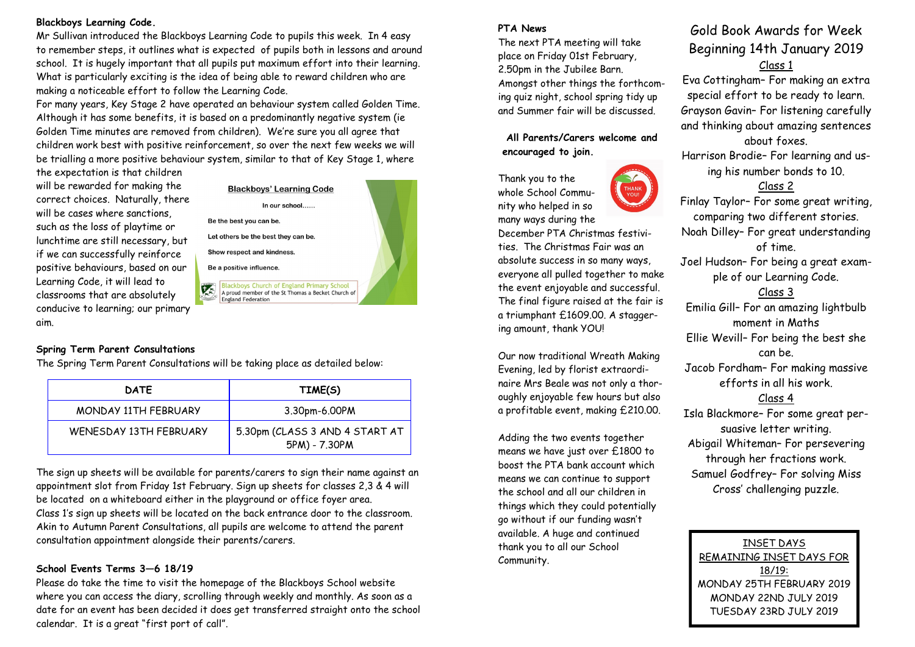**Blackboys Learning Code.**

Mr Sullivan introduced the Blackboys Learning Code to pupils this week. In 4 easy to remember steps, it outlines what is expected of pupils both in lessons and around school. It is hugely important that all pupils put maximum effort into their learning. What is particularly exciting is the idea of being able to reward children who are making a noticeable effort to follow the Learning Code.

For many years, Key Stage 2 have operated an behaviour system called Golden Time. Although it has some benefits, it is based on a predominantly negative system (ie Golden Time minutes are removed from children). We're sure you all agree that children work best with positive reinforcement, so over the next few weeks we will be trialling a more positive behaviour system, similar to that of Key Stage 1, where the expectation is that children will be rewarded for making the correct choices. Naturally, there will be cases where sanctions, such as the loss of playtime or lunchtime are still necessary, but if we can successfully reinforce positive behaviours, based on our Learning Code, it will lead to classrooms that are absolutely conducive to learning; our primary aim.

**Blackboys' Learning Code**

In our school......

Be the best you can be.

Let others be the best they can be.

Show respect and kindness.

Be a positive influence.

Blackboys Church of England Primary School
A proud member of the St Thomas a Becket Church of England Federation

**Spring Term Parent Consultations**

The Spring Term Parent Consultations will be taking place as detailed below:

| DATE | TIME(S) |
|---|---|
| MONDAY 11TH FEBRUARY | 3.30pm-6.00PM |
| WENESDAY 13TH FEBRUARY | 5.30pm (CLASS 3 AND 4 START AT 5PM) - 7.30PM |

The sign up sheets will be available for parents/carers to sign their name against an appointment slot from Friday 1st February. Sign up sheets for classes 2,3 & 4 will be located on a whiteboard either in the playground or office foyer area.

Class 1's sign up sheets will be located on the back entrance door to the classroom. Akin to Autumn Parent Consultations, all pupils are welcome to attend the parent consultation appointment alongside their parents/carers.

**School Events Terms 3—6 18/19**

Please do take the time to visit the homepage of the Blackboys School website where you can access the diary, scrolling through weekly and monthly. As soon as a date for an event has been decided it does get transferred straight onto the school calendar. It is a great "first port of call".

**PTA News**

The next PTA meeting will take place on Friday 01st February, 2.50pm in the Jubilee Barn. Amongst other things the forthcoming quiz night, school spring tidy up and Summer fair will be discussed.

**All Parents/Carers welcome and encouraged to join.**

Thank you to the whole School Community who helped in so many ways during the December PTA Christmas festivities. The Christmas Fair was an absolute success in so many ways, everyone all pulled together to make the event enjoyable and successful. The final figure raised at the fair is a triumphant £1609.00. A staggering amount, thank YOU!

Our now traditional Wreath Making Evening, led by florist extraordinaire Mrs Beale was not only a thoroughly enjoyable few hours but also a profitable event, making £210.00.

Adding the two events together means we have just over £1800 to boost the PTA bank account which means we can continue to support the school and all our children in things which they could potentially go without if our funding wasn't available. A huge and continued thank you to all our School Community.

# Gold Book Awards for Week Beginning 14th January 2019

Class 1

Eva Cottingham– For making an extra special effort to be ready to learn.

Grayson Gavin– For listening carefully and thinking about amazing sentences about foxes.

Harrison Brodie– For learning and using his number bonds to 10.

Class 2

Finlay Taylor– For some great writing, comparing two different stories.

Noah Dilley– For great understanding of time.

Joel Hudson– For being a great example of our Learning Code.

Class 3

Emilia Gill– For an amazing lightbulb moment in Maths

Ellie Wevill– For being the best she can be.

Jacob Fordham– For making massive efforts in all his work.

Class 4

Isla Blackmore– For some great persuasive letter writing.

Abigail Whiteman– For persevering through her fractions work.

Samuel Godfrey– For solving Miss Cross' challenging puzzle.

INSET DAYS

REMAINING INSET DAYS FOR 18/19:

MONDAY 25TH FEBRUARY 2019

MONDAY 22ND JULY 2019

TUESDAY 23RD JULY 2019